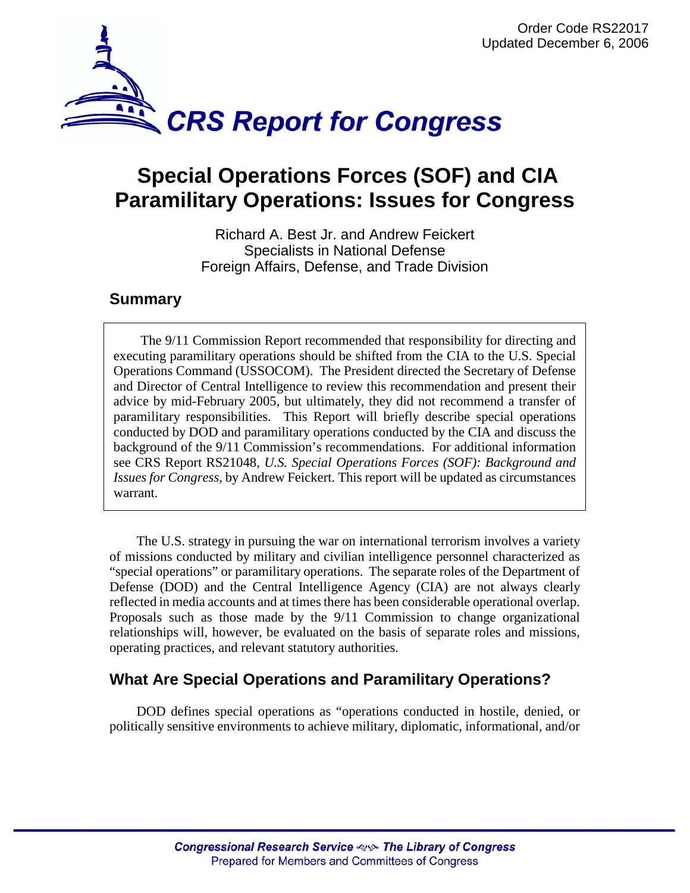Order Code RS22017
Updated December 6, 2006

# CRS Report for Congress

# Special Operations Forces (SOF) and CIA Paramilitary Operations: Issues for Congress

Richard A. Best Jr. and Andrew Feickert
Specialists in National Defense
Foreign Affairs, Defense, and Trade Division

## Summary

The 9/11 Commission Report recommended that responsibility for directing and executing paramilitary operations should be shifted from the CIA to the U.S. Special Operations Command (USSOCOM). The President directed the Secretary of Defense and Director of Central Intelligence to review this recommendation and present their advice by mid-February 2005, but ultimately, they did not recommend a transfer of paramilitary responsibilities. This Report will briefly describe special operations conducted by DOD and paramilitary operations conducted by the CIA and discuss the background of the 9/11 Commission's recommendations. For additional information see CRS Report RS21048, *U.S. Special Operations Forces (SOF): Background and Issues for Congress*, by Andrew Feickert. This report will be updated as circumstances warrant.

The U.S. strategy in pursuing the war on international terrorism involves a variety of missions conducted by military and civilian intelligence personnel characterized as "special operations" or paramilitary operations. The separate roles of the Department of Defense (DOD) and the Central Intelligence Agency (CIA) are not always clearly reflected in media accounts and at times there has been considerable operational overlap. Proposals such as those made by the 9/11 Commission to change organizational relationships will, however, be evaluated on the basis of separate roles and missions, operating practices, and relevant statutory authorities.

## What Are Special Operations and Paramilitary Operations?

DOD defines special operations as "operations conducted in hostile, denied, or politically sensitive environments to achieve military, diplomatic, informational, and/or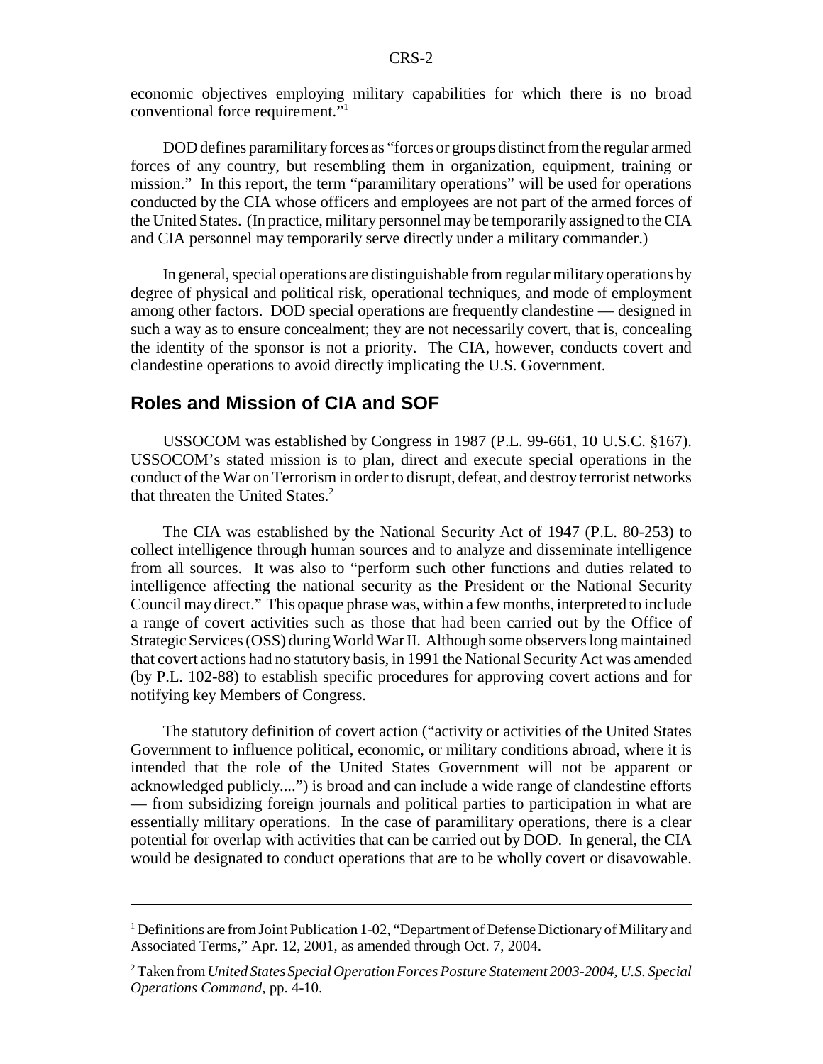economic objectives employing military capabilities for which there is no broad conventional force requirement."[1]

DOD defines paramilitary forces as "forces or groups distinct from the regular armed forces of any country, but resembling them in organization, equipment, training or mission." In this report, the term "paramilitary operations" will be used for operations conducted by the CIA whose officers and employees are not part of the armed forces of the United States. (In practice, military personnel may be temporarily assigned to the CIA and CIA personnel may temporarily serve directly under a military commander.)

In general, special operations are distinguishable from regular military operations by degree of physical and political risk, operational techniques, and mode of employment among other factors. DOD special operations are frequently clandestine — designed in such a way as to ensure concealment; they are not necessarily covert, that is, concealing the identity of the sponsor is not a priority. The CIA, however, conducts covert and clandestine operations to avoid directly implicating the U.S. Government.

## Roles and Mission of CIA and SOF

USSOCOM was established by Congress in 1987 (P.L. 99-661, 10 U.S.C. §167). USSOCOM's stated mission is to plan, direct and execute special operations in the conduct of the War on Terrorism in order to disrupt, defeat, and destroy terrorist networks that threaten the United States.[2]

The CIA was established by the National Security Act of 1947 (P.L. 80-253) to collect intelligence through human sources and to analyze and disseminate intelligence from all sources. It was also to "perform such other functions and duties related to intelligence affecting the national security as the President or the National Security Council may direct." This opaque phrase was, within a few months, interpreted to include a range of covert activities such as those that had been carried out by the Office of Strategic Services (OSS) during World War II. Although some observers long maintained that covert actions had no statutory basis, in 1991 the National Security Act was amended (by P.L. 102-88) to establish specific procedures for approving covert actions and for notifying key Members of Congress.

The statutory definition of covert action ("activity or activities of the United States Government to influence political, economic, or military conditions abroad, where it is intended that the role of the United States Government will not be apparent or acknowledged publicly....") is broad and can include a wide range of clandestine efforts — from subsidizing foreign journals and political parties to participation in what are essentially military operations. In the case of paramilitary operations, there is a clear potential for overlap with activities that can be carried out by DOD. In general, the CIA would be designated to conduct operations that are to be wholly covert or disavowable.

---

[1] Definitions are from Joint Publication 1-02, "Department of Defense Dictionary of Military and Associated Terms," Apr. 12, 2001, as amended through Oct. 7, 2004.

[2] Taken from *United States Special Operation Forces Posture Statement 2003-2004, U.S. Special Operations Command*, pp. 4-10.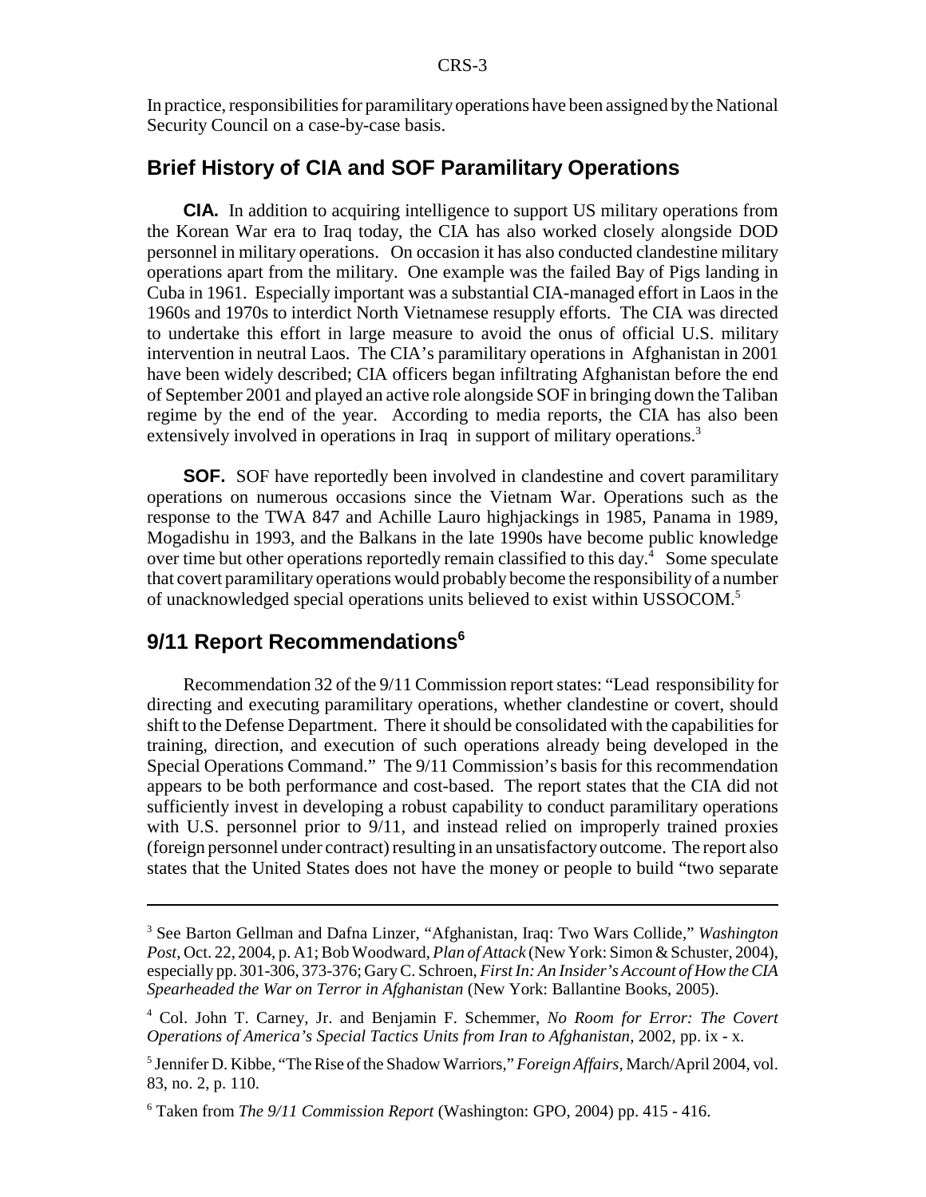In practice, responsibilities for paramilitary operations have been assigned by the National Security Council on a case-by-case basis.

## Brief History of CIA and SOF Paramilitary Operations

**CIA.** In addition to acquiring intelligence to support US military operations from the Korean War era to Iraq today, the CIA has also worked closely alongside DOD personnel in military operations. On occasion it has also conducted clandestine military operations apart from the military. One example was the failed Bay of Pigs landing in Cuba in 1961. Especially important was a substantial CIA-managed effort in Laos in the 1960s and 1970s to interdict North Vietnamese resupply efforts. The CIA was directed to undertake this effort in large measure to avoid the onus of official U.S. military intervention in neutral Laos. The CIA's paramilitary operations in Afghanistan in 2001 have been widely described; CIA officers began infiltrating Afghanistan before the end of September 2001 and played an active role alongside SOF in bringing down the Taliban regime by the end of the year. According to media reports, the CIA has also been extensively involved in operations in Iraq in support of military operations.[3]

**SOF.** SOF have reportedly been involved in clandestine and covert paramilitary operations on numerous occasions since the Vietnam War. Operations such as the response to the TWA 847 and Achille Lauro highjackings in 1985, Panama in 1989, Mogadishu in 1993, and the Balkans in the late 1990s have become public knowledge over time but other operations reportedly remain classified to this day.[4] Some speculate that covert paramilitary operations would probably become the responsibility of a number of unacknowledged special operations units believed to exist within USSOCOM.[5]

## 9/11 Report Recommendations[6]

Recommendation 32 of the 9/11 Commission report states: "Lead responsibility for directing and executing paramilitary operations, whether clandestine or covert, should shift to the Defense Department. There it should be consolidated with the capabilities for training, direction, and execution of such operations already being developed in the Special Operations Command." The 9/11 Commission's basis for this recommendation appears to be both performance and cost-based. The report states that the CIA did not sufficiently invest in developing a robust capability to conduct paramilitary operations with U.S. personnel prior to 9/11, and instead relied on improperly trained proxies (foreign personnel under contract) resulting in an unsatisfactory outcome. The report also states that the United States does not have the money or people to build "two separate

---

[3] See Barton Gellman and Dafna Linzer, "Afghanistan, Iraq: Two Wars Collide," *Washington Post*, Oct. 22, 2004, p. A1; Bob Woodward, *Plan of Attack* (New York: Simon & Schuster, 2004), especially pp. 301-306, 373-376; Gary C. Schroen, *First In: An Insider's Account of How the CIA Spearheaded the War on Terror in Afghanistan* (New York: Ballantine Books, 2005).

[4] Col. John T. Carney, Jr. and Benjamin F. Schemmer, *No Room for Error: The Covert Operations of America's Special Tactics Units from Iran to Afghanistan*, 2002, pp. ix - x.

[5] Jennifer D. Kibbe, "The Rise of the Shadow Warriors," *Foreign Affairs*, March/April 2004, vol. 83, no. 2, p. 110.

[6] Taken from *The 9/11 Commission Report* (Washington: GPO, 2004) pp. 415 - 416.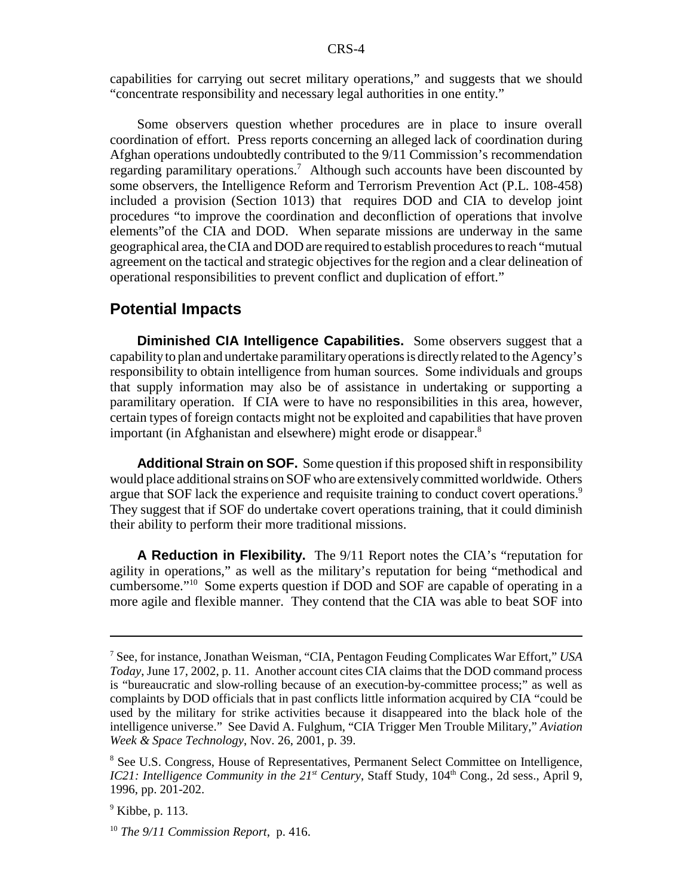capabilities for carrying out secret military operations," and suggests that we should "concentrate responsibility and necessary legal authorities in one entity."

Some observers question whether procedures are in place to insure overall coordination of effort. Press reports concerning an alleged lack of coordination during Afghan operations undoubtedly contributed to the 9/11 Commission's recommendation regarding paramilitary operations.[7] Although such accounts have been discounted by some observers, the Intelligence Reform and Terrorism Prevention Act (P.L. 108-458) included a provision (Section 1013) that requires DOD and CIA to develop joint procedures "to improve the coordination and deconfliction of operations that involve elements"of the CIA and DOD. When separate missions are underway in the same geographical area, the CIA and DOD are required to establish procedures to reach "mutual agreement on the tactical and strategic objectives for the region and a clear delineation of operational responsibilities to prevent conflict and duplication of effort."

## Potential Impacts

**Diminished CIA Intelligence Capabilities.** Some observers suggest that a capability to plan and undertake paramilitary operations is directly related to the Agency's responsibility to obtain intelligence from human sources. Some individuals and groups that supply information may also be of assistance in undertaking or supporting a paramilitary operation. If CIA were to have no responsibilities in this area, however, certain types of foreign contacts might not be exploited and capabilities that have proven important (in Afghanistan and elsewhere) might erode or disappear.[8]

**Additional Strain on SOF.** Some question if this proposed shift in responsibility would place additional strains on SOF who are extensively committed worldwide. Others argue that SOF lack the experience and requisite training to conduct covert operations.[9] They suggest that if SOF do undertake covert operations training, that it could diminish their ability to perform their more traditional missions.

**A Reduction in Flexibility.** The 9/11 Report notes the CIA's "reputation for agility in operations," as well as the military's reputation for being "methodical and cumbersome."[10] Some experts question if DOD and SOF are capable of operating in a more agile and flexible manner. They contend that the CIA was able to beat SOF into

---

[7] See, for instance, Jonathan Weisman, "CIA, Pentagon Feuding Complicates War Effort," *USA Today*, June 17, 2002, p. 11. Another account cites CIA claims that the DOD command process is "bureaucratic and slow-rolling because of an execution-by-committee process;" as well as complaints by DOD officials that in past conflicts little information acquired by CIA "could be used by the military for strike activities because it disappeared into the black hole of the intelligence universe." See David A. Fulghum, "CIA Trigger Men Trouble Military," *Aviation Week & Space Technology*, Nov. 26, 2001, p. 39.

[8] See U.S. Congress, House of Representatives, Permanent Select Committee on Intelligence, *IC21: Intelligence Community in the 21st Century*, Staff Study, 104th Cong., 2d sess., April 9, 1996, pp. 201-202.

[9] Kibbe, p. 113.

[10] *The 9/11 Commission Report*, p. 416.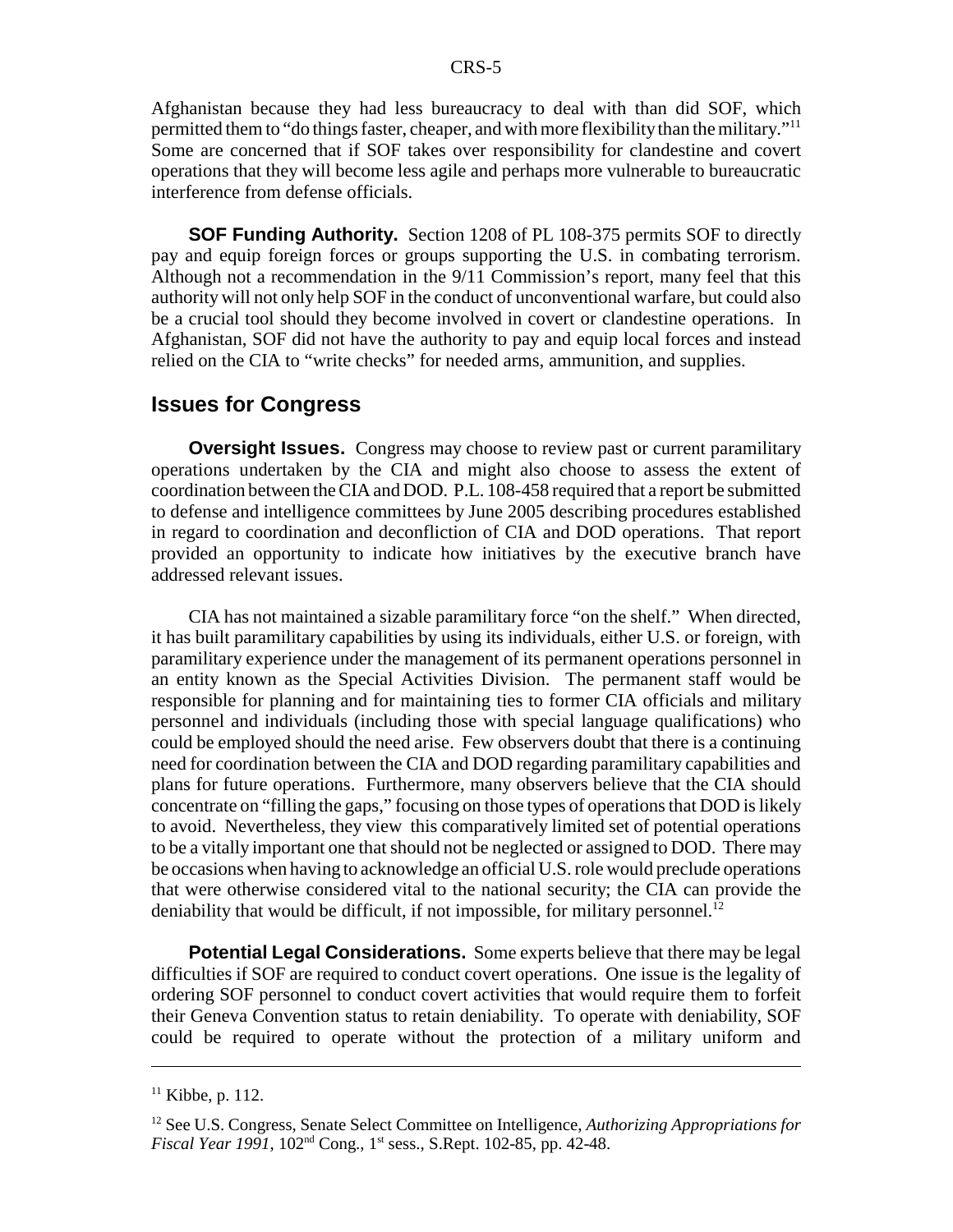Afghanistan because they had less bureaucracy to deal with than did SOF, which permitted them to "do things faster, cheaper, and with more flexibility than the military."[11] Some are concerned that if SOF takes over responsibility for clandestine and covert operations that they will become less agile and perhaps more vulnerable to bureaucratic interference from defense officials.

**SOF Funding Authority.** Section 1208 of PL 108-375 permits SOF to directly pay and equip foreign forces or groups supporting the U.S. in combating terrorism. Although not a recommendation in the 9/11 Commission's report, many feel that this authority will not only help SOF in the conduct of unconventional warfare, but could also be a crucial tool should they become involved in covert or clandestine operations. In Afghanistan, SOF did not have the authority to pay and equip local forces and instead relied on the CIA to "write checks" for needed arms, ammunition, and supplies.

## Issues for Congress

**Oversight Issues.** Congress may choose to review past or current paramilitary operations undertaken by the CIA and might also choose to assess the extent of coordination between the CIA and DOD. P.L. 108-458 required that a report be submitted to defense and intelligence committees by June 2005 describing procedures established in regard to coordination and deconfliction of CIA and DOD operations. That report provided an opportunity to indicate how initiatives by the executive branch have addressed relevant issues.

CIA has not maintained a sizable paramilitary force "on the shelf." When directed, it has built paramilitary capabilities by using its individuals, either U.S. or foreign, with paramilitary experience under the management of its permanent operations personnel in an entity known as the Special Activities Division. The permanent staff would be responsible for planning and for maintaining ties to former CIA officials and military personnel and individuals (including those with special language qualifications) who could be employed should the need arise. Few observers doubt that there is a continuing need for coordination between the CIA and DOD regarding paramilitary capabilities and plans for future operations. Furthermore, many observers believe that the CIA should concentrate on "filling the gaps," focusing on those types of operations that DOD is likely to avoid. Nevertheless, they view this comparatively limited set of potential operations to be a vitally important one that should not be neglected or assigned to DOD. There may be occasions when having to acknowledge an official U.S. role would preclude operations that were otherwise considered vital to the national security; the CIA can provide the deniability that would be difficult, if not impossible, for military personnel.[12]

**Potential Legal Considerations.** Some experts believe that there may be legal difficulties if SOF are required to conduct covert operations. One issue is the legality of ordering SOF personnel to conduct covert activities that would require them to forfeit their Geneva Convention status to retain deniability. To operate with deniability, SOF could be required to operate without the protection of a military uniform and

---

[11] Kibbe, p. 112.

[12] See U.S. Congress, Senate Select Committee on Intelligence, *Authorizing Appropriations for Fiscal Year 1991*, 102nd Cong., 1st sess., S.Rept. 102-85, pp. 42-48.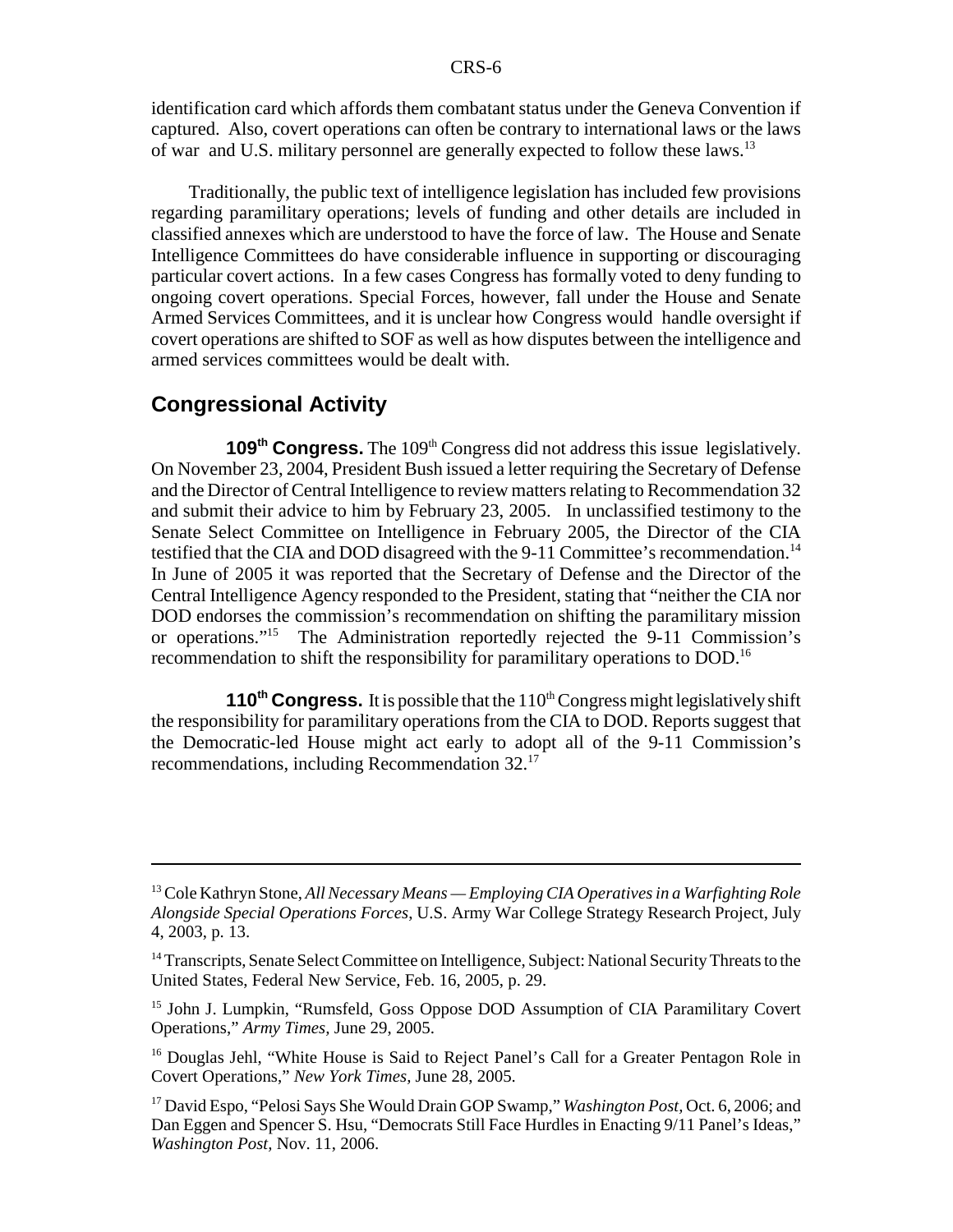identification card which affords them combatant status under the Geneva Convention if captured. Also, covert operations can often be contrary to international laws or the laws of war and U.S. military personnel are generally expected to follow these laws.[13]

Traditionally, the public text of intelligence legislation has included few provisions regarding paramilitary operations; levels of funding and other details are included in classified annexes which are understood to have the force of law. The House and Senate Intelligence Committees do have considerable influence in supporting or discouraging particular covert actions. In a few cases Congress has formally voted to deny funding to ongoing covert operations. Special Forces, however, fall under the House and Senate Armed Services Committees, and it is unclear how Congress would handle oversight if covert operations are shifted to SOF as well as how disputes between the intelligence and armed services committees would be dealt with.

## Congressional Activity

**109th Congress.** The 109th Congress did not address this issue legislatively. On November 23, 2004, President Bush issued a letter requiring the Secretary of Defense and the Director of Central Intelligence to review matters relating to Recommendation 32 and submit their advice to him by February 23, 2005. In unclassified testimony to the Senate Select Committee on Intelligence in February 2005, the Director of the CIA testified that the CIA and DOD disagreed with the 9-11 Committee's recommendation.[14] In June of 2005 it was reported that the Secretary of Defense and the Director of the Central Intelligence Agency responded to the President, stating that "neither the CIA nor DOD endorses the commission's recommendation on shifting the paramilitary mission or operations."[15] The Administration reportedly rejected the 9-11 Commission's recommendation to shift the responsibility for paramilitary operations to DOD.[16]

**110th Congress.** It is possible that the 110th Congress might legislatively shift the responsibility for paramilitary operations from the CIA to DOD. Reports suggest that the Democratic-led House might act early to adopt all of the 9-11 Commission's recommendations, including Recommendation 32.[17]

---

[13] Cole Kathryn Stone, *All Necessary Means — Employing CIA Operatives in a Warfighting Role Alongside Special Operations Forces*, U.S. Army War College Strategy Research Project, July 4, 2003, p. 13.

[14] Transcripts, Senate Select Committee on Intelligence, Subject: National Security Threats to the United States, Federal New Service, Feb. 16, 2005, p. 29.

[15] John J. Lumpkin, "Rumsfeld, Goss Oppose DOD Assumption of CIA Paramilitary Covert Operations," *Army Times*, June 29, 2005.

[16] Douglas Jehl, "White House is Said to Reject Panel's Call for a Greater Pentagon Role in Covert Operations," *New York Times*, June 28, 2005.

[17] David Espo, "Pelosi Says She Would Drain GOP Swamp," *Washington Post*, Oct. 6, 2006; and Dan Eggen and Spencer S. Hsu, "Democrats Still Face Hurdles in Enacting 9/11 Panel's Ideas," *Washington Post*, Nov. 11, 2006.